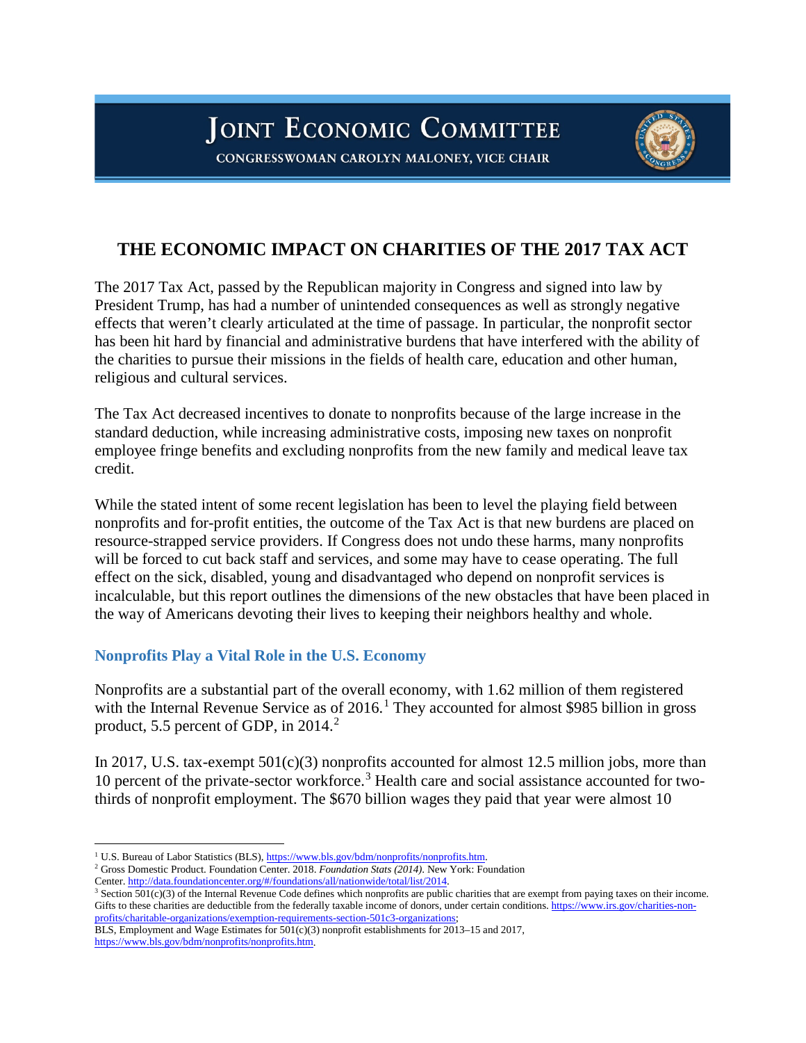# JOINT ECONOMIC COMMITTEE

CONGRESSWOMAN CAROLYN MALONEY, VICE CHAIR

## THE ECONOMIC IMPACT ON CHARITIES OF THE 2017 TAX ACT

The 2017 Tax Act, passed by the Republican majority in Congress and signed into law by President Trump, has had a number of unintended consequences as well as strongly negative effects that weren't clearly articulated at the time of passage. In particular, the nonprofit sector has been hit hard by financial and administrative burdens that have interfered with the ability of the charities to pursue their missions in the fields of health care, education and other human, religious and cultural services.

The Tax Act decreased incentives to donate to nonprofits because of the large increase in the standard deduction, while increasing administrative costs, imposing new taxes on nonprofit employee fringe benefits and excluding nonprofits from the new family and medical leave tax credit.

While the stated intent of some recent legislation has been to level the playing field between nonprofits and for-profit entities, the outcome of the Tax Act is that new burdens are placed on resource-strapped service providers. If Congress does not undo these harms, many nonprofits will be forced to cut back staff and services, and some may have to cease operating. The full effect on the sick, disabled, young and disadvantaged who depend on nonprofit services is incalculable, but this report outlines the dimensions of the new obstacles that have been placed in the way of Americans devoting their lives to keeping their neighbors healthy and whole.

### Nonprofits Play a Vital Role in the U.S. Economy

Nonprofits are a substantial part of the overall economy, with 1.62 million of them registered with the Internal Revenue Service as of 2016.[1] They accounted for almost $985 billion in gross product, 5.5 percent of GDP, in 2014.[2]

In 2017, U.S. tax-exempt 501(c)(3) nonprofits accounted for almost 12.5 million jobs, more than 10 percent of the private-sector workforce.[3] Health care and social assistance accounted for two-thirds of nonprofit employment. The $670 billion wages they paid that year were almost 10

---

[1] U.S. Bureau of Labor Statistics (BLS), https://www.bls.gov/bdm/nonprofits/nonprofits.htm.

[2] Gross Domestic Product. Foundation Center. 2018. *Foundation Stats (2014)*. New York: Foundation Center. http://data.foundationcenter.org/#/foundations/all/nationwide/total/list/2014.

[3] Section 501(c)(3) of the Internal Revenue Code defines which nonprofits are public charities that are exempt from paying taxes on their income. Gifts to these charities are deductible from the federally taxable income of donors, under certain conditions. https://www.irs.gov/charities-non-profits/charitable-organizations/exemption-requirements-section-501c3-organizations; BLS, Employment and Wage Estimates for 501(c)(3) nonprofit establishments for 2013–15 and 2017, https://www.bls.gov/bdm/nonprofits/nonprofits.htm.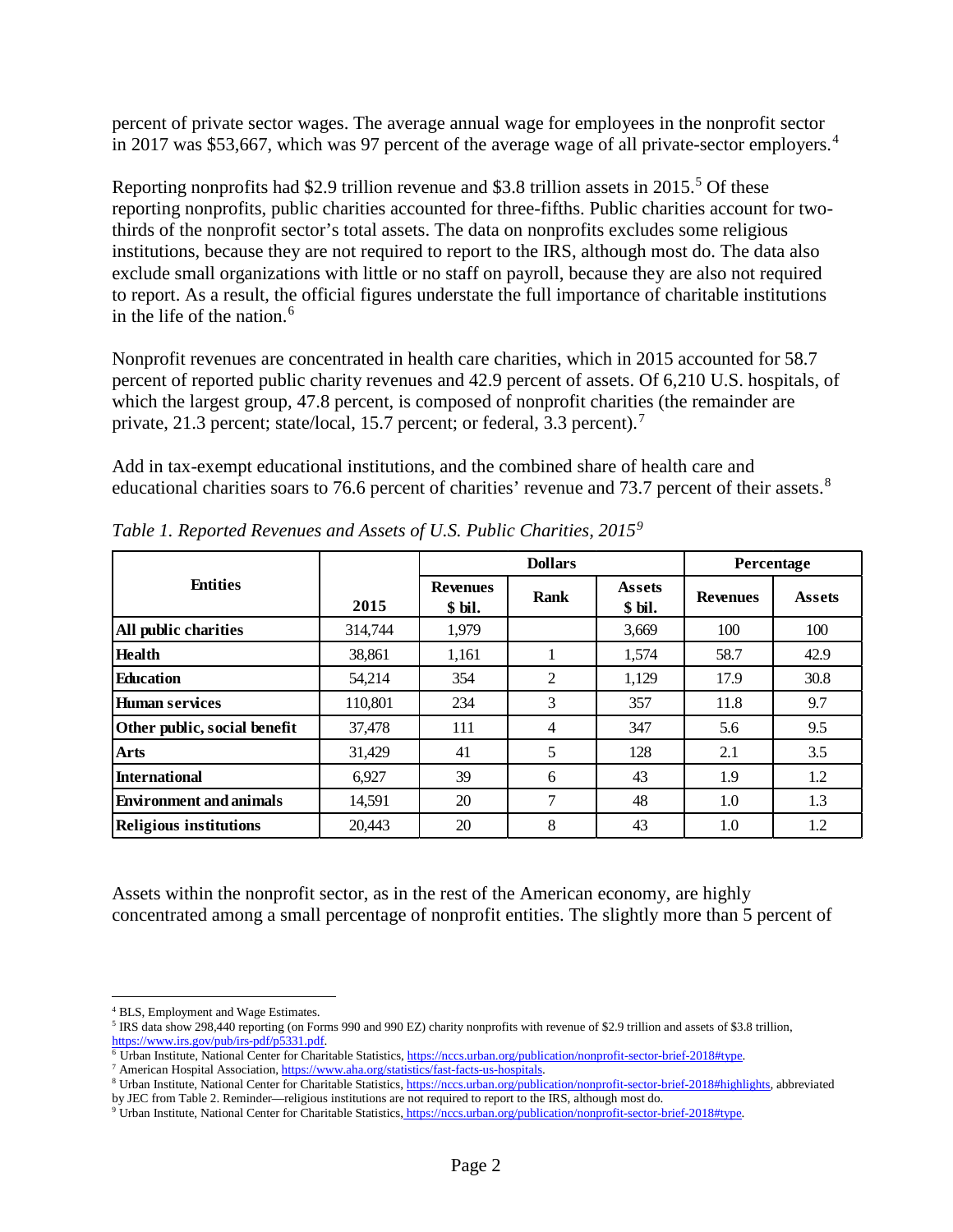percent of private sector wages. The average annual wage for employees in the nonprofit sector in 2017 was $53,667, which was 97 percent of the average wage of all private-sector employers.[4]

Reporting nonprofits had $2.9 trillion revenue and $3.8 trillion assets in 2015.[5] Of these reporting nonprofits, public charities accounted for three-fifths. Public charities account for two-thirds of the nonprofit sector's total assets. The data on nonprofits excludes some religious institutions, because they are not required to report to the IRS, although most do. The data also exclude small organizations with little or no staff on payroll, because they are also not required to report. As a result, the official figures understate the full importance of charitable institutions in the life of the nation.[6]

Nonprofit revenues are concentrated in health care charities, which in 2015 accounted for 58.7 percent of reported public charity revenues and 42.9 percent of assets. Of 6,210 U.S. hospitals, of which the largest group, 47.8 percent, is composed of nonprofit charities (the remainder are private, 21.3 percent; state/local, 15.7 percent; or federal, 3.3 percent).[7]

Add in tax-exempt educational institutions, and the combined share of health care and educational charities soars to 76.6 percent of charities' revenue and 73.7 percent of their assets.[8]

*Table 1. Reported Revenues and Assets of U.S. Public Charities, 2015*[9]

| Entities | | Dollars | | | Percentage | |
|---|---|---|---|---|---|---|
| | 2015 | Revenues $ bil. | Rank | Assets $ bil. | Revenues | Assets |
| **All public charities** | 314,744 | 1,979 | | 3,669 | 100 | 100 |
| **Health** | 38,861 | 1,161 | 1 | 1,574 | 58.7 | 42.9 |
| **Education** | 54,214 | 354 | 2 | 1,129 | 17.9 | 30.8 |
| **Human services** | 110,801 | 234 | 3 | 357 | 11.8 | 9.7 |
| **Other public, social benefit** | 37,478 | 111 | 4 | 347 | 5.6 | 9.5 |
| **Arts** | 31,429 | 41 | 5 | 128 | 2.1 | 3.5 |
| **International** | 6,927 | 39 | 6 | 43 | 1.9 | 1.2 |
| **Environment and animals** | 14,591 | 20 | 7 | 48 | 1.0 | 1.3 |
| **Religious institutions** | 20,443 | 20 | 8 | 43 | 1.0 | 1.2 |

Assets within the nonprofit sector, as in the rest of the American economy, are highly concentrated among a small percentage of nonprofit entities. The slightly more than 5 percent of

---

[4] BLS, Employment and Wage Estimates.

[5] IRS data show 298,440 reporting (on Forms 990 and 990 EZ) charity nonprofits with revenue of $2.9 trillion and assets of $3.8 trillion, https://www.irs.gov/pub/irs-pdf/p5331.pdf.

[6] Urban Institute, National Center for Charitable Statistics, https://nccs.urban.org/publication/nonprofit-sector-brief-2018#type.

[7] American Hospital Association, https://www.aha.org/statistics/fast-facts-us-hospitals.

[8] Urban Institute, National Center for Charitable Statistics, https://nccs.urban.org/publication/nonprofit-sector-brief-2018#highlights, abbreviated by JEC from Table 2. Reminder—religious institutions are not required to report to the IRS, although most do.

[9] Urban Institute, National Center for Charitable Statistics, https://nccs.urban.org/publication/nonprofit-sector-brief-2018#type.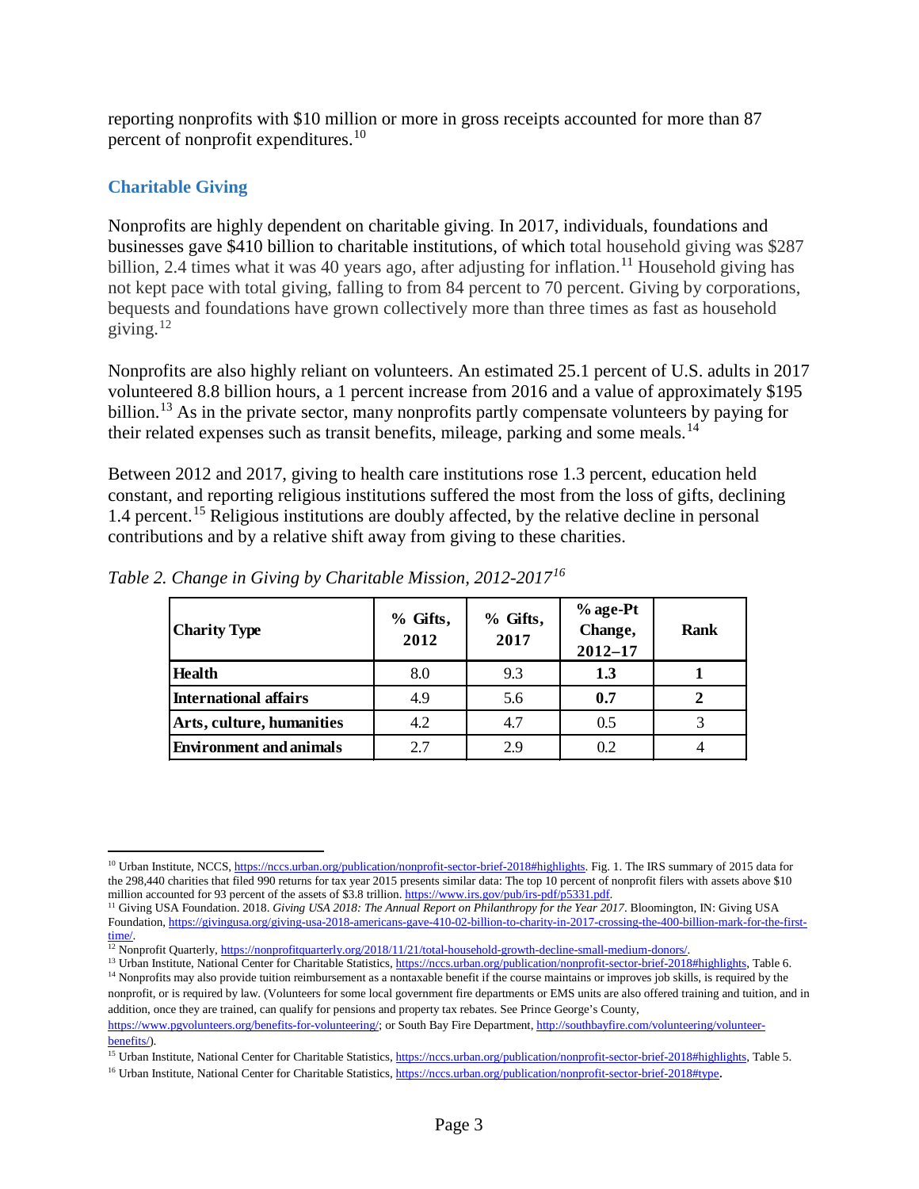reporting nonprofits with $10 million or more in gross receipts accounted for more than 87 percent of nonprofit expenditures.[10]

## Charitable Giving

Nonprofits are highly dependent on charitable giving. In 2017, individuals, foundations and businesses gave $410 billion to charitable institutions, of which total household giving was $287 billion, 2.4 times what it was 40 years ago, after adjusting for inflation.[11] Household giving has not kept pace with total giving, falling to from 84 percent to 70 percent. Giving by corporations, bequests and foundations have grown collectively more than three times as fast as household giving.[12]

Nonprofits are also highly reliant on volunteers. An estimated 25.1 percent of U.S. adults in 2017 volunteered 8.8 billion hours, a 1 percent increase from 2016 and a value of approximately $195 billion.[13] As in the private sector, many nonprofits partly compensate volunteers by paying for their related expenses such as transit benefits, mileage, parking and some meals.[14]

Between 2012 and 2017, giving to health care institutions rose 1.3 percent, education held constant, and reporting religious institutions suffered the most from the loss of gifts, declining 1.4 percent.[15] Religious institutions are doubly affected, by the relative decline in personal contributions and by a relative shift away from giving to these charities.

*Table 2. Change in Giving by Charitable Mission, 2012-2017*[16]

| Charity Type | % Gifts, 2012 | % Gifts, 2017 | % age-Pt Change, 2012–17 | Rank |
|---|---|---|---|---|
| **Health** | 8.0 | 9.3 | **1.3** | **1** |
| **International affairs** | 4.9 | 5.6 | **0.7** | **2** |
| **Arts, culture, humanities** | 4.2 | 4.7 | 0.5 | 3 |
| **Environment and animals** | 2.7 | 2.9 | 0.2 | 4 |

---

[10] Urban Institute, NCCS, https://nccs.urban.org/publication/nonprofit-sector-brief-2018#highlights. Fig. 1. The IRS summary of 2015 data for the 298,440 charities that filed 990 returns for tax year 2015 presents similar data: The top 10 percent of nonprofit filers with assets above $10 million accounted for 93 percent of the assets of $3.8 trillion. https://www.irs.gov/pub/irs-pdf/p5331.pdf.

[11] Giving USA Foundation. 2018. *Giving USA 2018: The Annual Report on Philanthropy for the Year 2017*. Bloomington, IN: Giving USA Foundation, https://givingusa.org/giving-usa-2018-americans-gave-410-02-billion-to-charity-in-2017-crossing-the-400-billion-mark-for-the-first-time/.

[12] Nonprofit Quarterly, https://nonprofitquarterly.org/2018/11/21/total-household-growth-decline-small-medium-donors/.

[13] Urban Institute, National Center for Charitable Statistics, https://nccs.urban.org/publication/nonprofit-sector-brief-2018#highlights, Table 6.

[14] Nonprofits may also provide tuition reimbursement as a nontaxable benefit if the course maintains or improves job skills, is required by the nonprofit, or is required by law. (Volunteers for some local government fire departments or EMS units are also offered training and tuition, and in addition, once they are trained, can qualify for pensions and property tax rebates. See Prince George's County, https://www.pgvolunteers.org/benefits-for-volunteering/; or South Bay Fire Department, http://southbayfire.com/volunteering/volunteer-benefits/).

[15] Urban Institute, National Center for Charitable Statistics, https://nccs.urban.org/publication/nonprofit-sector-brief-2018#highlights, Table 5.

[16] Urban Institute, National Center for Charitable Statistics, https://nccs.urban.org/publication/nonprofit-sector-brief-2018#type.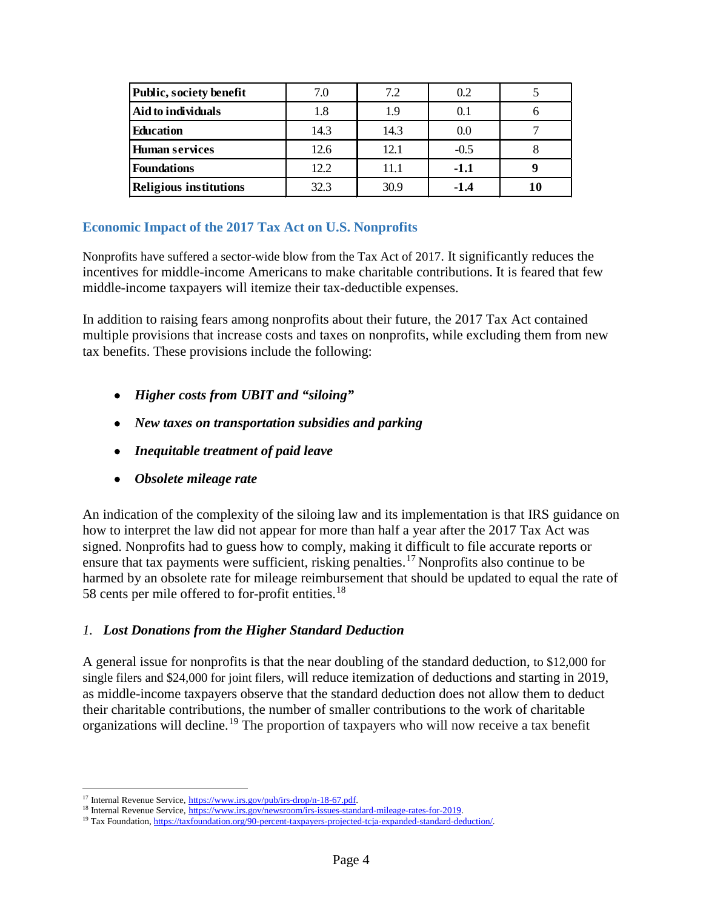| Public, society benefit | 7.0 | 7.2 | 0.2 | 5 |
|---|---|---|---|---|
| Aid to individuals | 1.8 | 1.9 | 0.1 | 6 |
| Education | 14.3 | 14.3 | 0.0 | 7 |
| Human services | 12.6 | 12.1 | -0.5 | 8 |
| Foundations | 12.2 | 11.1 | **-1.1** | **9** |
| Religious institutions | 32.3 | 30.9 | **-1.4** | **10** |

## Economic Impact of the 2017 Tax Act on U.S. Nonprofits

Nonprofits have suffered a sector-wide blow from the Tax Act of 2017. It significantly reduces the incentives for middle-income Americans to make charitable contributions. It is feared that few middle-income taxpayers will itemize their tax-deductible expenses.

In addition to raising fears among nonprofits about their future, the 2017 Tax Act contained multiple provisions that increase costs and taxes on nonprofits, while excluding them from new tax benefits. These provisions include the following:

- ***Higher costs from UBIT and "siloing"***
- ***New taxes on transportation subsidies and parking***
- ***Inequitable treatment of paid leave***
- ***Obsolete mileage rate***

An indication of the complexity of the siloing law and its implementation is that IRS guidance on how to interpret the law did not appear for more than half a year after the 2017 Tax Act was signed. Nonprofits had to guess how to comply, making it difficult to file accurate reports or ensure that tax payments were sufficient, risking penalties.[17] Nonprofits also continue to be harmed by an obsolete rate for mileage reimbursement that should be updated to equal the rate of 58 cents per mile offered to for-profit entities.[18]

### *1. Lost Donations from the Higher Standard Deduction*

A general issue for nonprofits is that the near doubling of the standard deduction, to $12,000 for single filers and $24,000 for joint filers, will reduce itemization of deductions and starting in 2019, as middle-income taxpayers observe that the standard deduction does not allow them to deduct their charitable contributions, the number of smaller contributions to the work of charitable organizations will decline.[19] The proportion of taxpayers who will now receive a tax benefit

[17] Internal Revenue Service, https://www.irs.gov/pub/irs-drop/n-18-67.pdf.
[18] Internal Revenue Service, https://www.irs.gov/newsroom/irs-issues-standard-mileage-rates-for-2019.
[19] Tax Foundation, https://taxfoundation.org/90-percent-taxpayers-projected-tcja-expanded-standard-deduction/.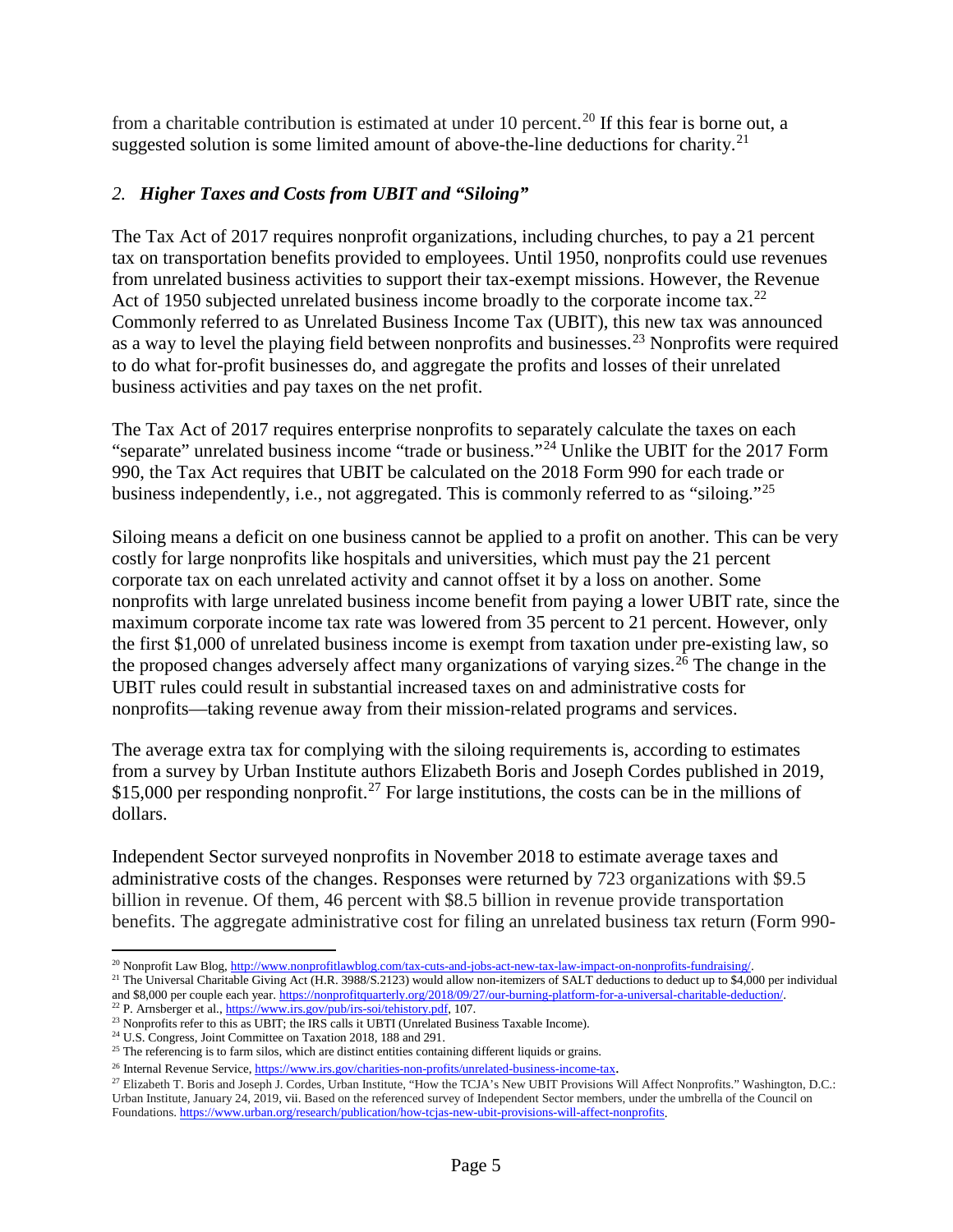from a charitable contribution is estimated at under 10 percent.[20] If this fear is borne out, a suggested solution is some limited amount of above-the-line deductions for charity.[21]

### *2. Higher Taxes and Costs from UBIT and "Siloing"*

The Tax Act of 2017 requires nonprofit organizations, including churches, to pay a 21 percent tax on transportation benefits provided to employees. Until 1950, nonprofits could use revenues from unrelated business activities to support their tax-exempt missions. However, the Revenue Act of 1950 subjected unrelated business income broadly to the corporate income tax.[22] Commonly referred to as Unrelated Business Income Tax (UBIT), this new tax was announced as a way to level the playing field between nonprofits and businesses.[23] Nonprofits were required to do what for-profit businesses do, and aggregate the profits and losses of their unrelated business activities and pay taxes on the net profit.

The Tax Act of 2017 requires enterprise nonprofits to separately calculate the taxes on each "separate" unrelated business income "trade or business."[24] Unlike the UBIT for the 2017 Form 990, the Tax Act requires that UBIT be calculated on the 2018 Form 990 for each trade or business independently, i.e., not aggregated. This is commonly referred to as "siloing."[25]

Siloing means a deficit on one business cannot be applied to a profit on another. This can be very costly for large nonprofits like hospitals and universities, which must pay the 21 percent corporate tax on each unrelated activity and cannot offset it by a loss on another. Some nonprofits with large unrelated business income benefit from paying a lower UBIT rate, since the maximum corporate income tax rate was lowered from 35 percent to 21 percent. However, only the first $1,000 of unrelated business income is exempt from taxation under pre-existing law, so the proposed changes adversely affect many organizations of varying sizes.[26] The change in the UBIT rules could result in substantial increased taxes on and administrative costs for nonprofits—taking revenue away from their mission-related programs and services.

The average extra tax for complying with the siloing requirements is, according to estimates from a survey by Urban Institute authors Elizabeth Boris and Joseph Cordes published in 2019, $15,000 per responding nonprofit.[27] For large institutions, the costs can be in the millions of dollars.

Independent Sector surveyed nonprofits in November 2018 to estimate average taxes and administrative costs of the changes. Responses were returned by 723 organizations with $9.5 billion in revenue. Of them, 46 percent with $8.5 billion in revenue provide transportation benefits. The aggregate administrative cost for filing an unrelated business tax return (Form 990-

---

[20] Nonprofit Law Blog, http://www.nonprofitlawblog.com/tax-cuts-and-jobs-act-new-tax-law-impact-on-nonprofits-fundraising/.

[21] The Universal Charitable Giving Act (H.R. 3988/S.2123) would allow non-itemizers of SALT deductions to deduct up to $4,000 per individual and $8,000 per couple each year. https://nonprofitquarterly.org/2018/09/27/our-burning-platform-for-a-universal-charitable-deduction/.

[22] P. Arnsberger et al., https://www.irs.gov/pub/irs-soi/tehistory.pdf, 107.

[23] Nonprofits refer to this as UBIT; the IRS calls it UBTI (Unrelated Business Taxable Income).

[24] U.S. Congress, Joint Committee on Taxation 2018, 188 and 291.

[25] The referencing is to farm silos, which are distinct entities containing different liquids or grains.

[26] Internal Revenue Service, https://www.irs.gov/charities-non-profits/unrelated-business-income-tax.

[27] Elizabeth T. Boris and Joseph J. Cordes, Urban Institute, "How the TCJA's New UBIT Provisions Will Affect Nonprofits." Washington, D.C.: Urban Institute, January 24, 2019, vii. Based on the referenced survey of Independent Sector members, under the umbrella of the Council on Foundations. https://www.urban.org/research/publication/how-tcjas-new-ubit-provisions-will-affect-nonprofits.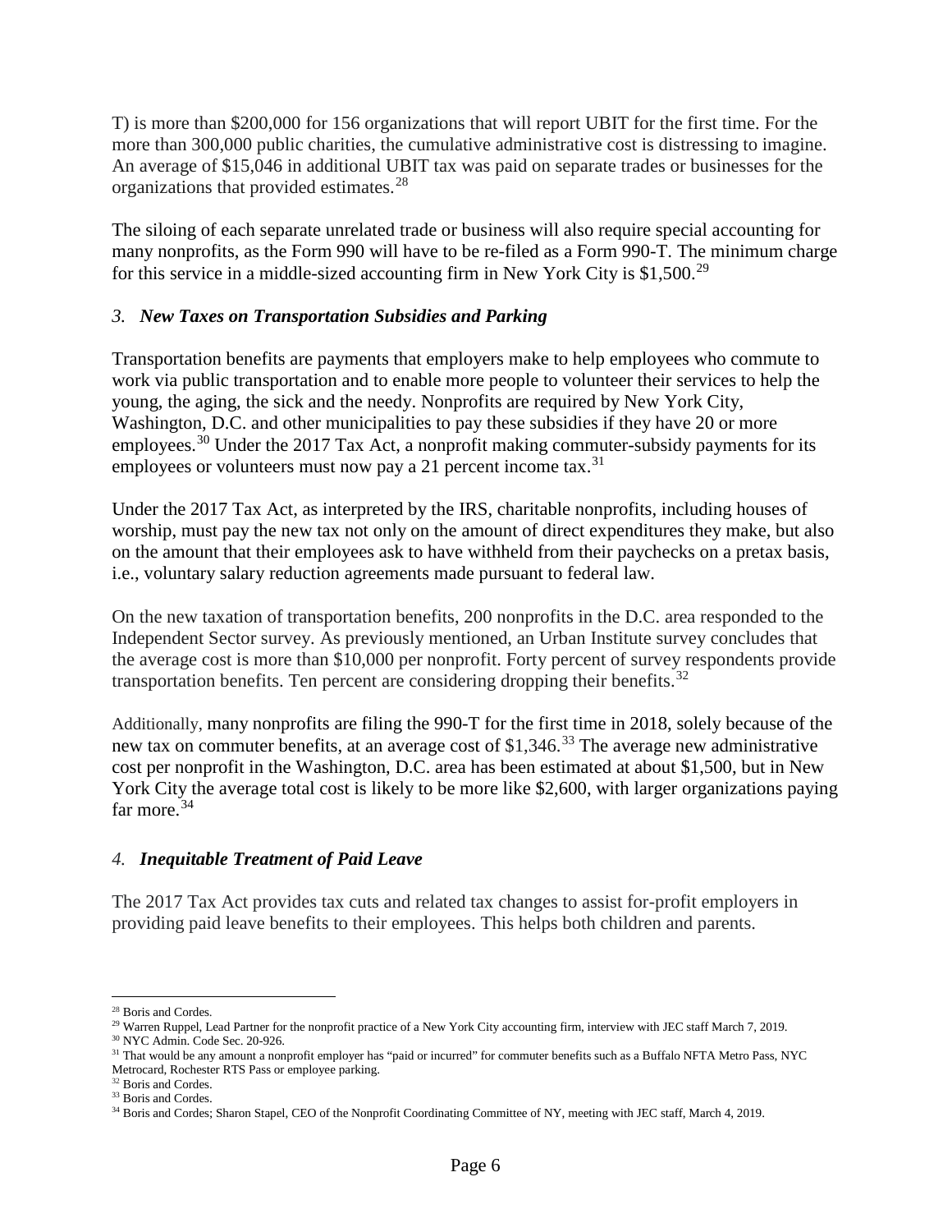T) is more than $200,000 for 156 organizations that will report UBIT for the first time. For the more than 300,000 public charities, the cumulative administrative cost is distressing to imagine. An average of $15,046 in additional UBIT tax was paid on separate trades or businesses for the organizations that provided estimates.[28]

The siloing of each separate unrelated trade or business will also require special accounting for many nonprofits, as the Form 990 will have to be re-filed as a Form 990-T. The minimum charge for this service in a middle-sized accounting firm in New York City is $1,500.[29]

### 3. *New Taxes on Transportation Subsidies and Parking*

Transportation benefits are payments that employers make to help employees who commute to work via public transportation and to enable more people to volunteer their services to help the young, the aging, the sick and the needy. Nonprofits are required by New York City, Washington, D.C. and other municipalities to pay these subsidies if they have 20 or more employees.[30] Under the 2017 Tax Act, a nonprofit making commuter-subsidy payments for its employees or volunteers must now pay a 21 percent income tax.[31]

Under the 2017 Tax Act, as interpreted by the IRS, charitable nonprofits, including houses of worship, must pay the new tax not only on the amount of direct expenditures they make, but also on the amount that their employees ask to have withheld from their paychecks on a pretax basis, i.e., voluntary salary reduction agreements made pursuant to federal law.

On the new taxation of transportation benefits, 200 nonprofits in the D.C. area responded to the Independent Sector survey. As previously mentioned, an Urban Institute survey concludes that the average cost is more than $10,000 per nonprofit. Forty percent of survey respondents provide transportation benefits. Ten percent are considering dropping their benefits.[32]

Additionally, many nonprofits are filing the 990-T for the first time in 2018, solely because of the new tax on commuter benefits, at an average cost of $1,346.[33] The average new administrative cost per nonprofit in the Washington, D.C. area has been estimated at about $1,500, but in New York City the average total cost is likely to be more like $2,600, with larger organizations paying far more.[34]

### 4. *Inequitable Treatment of Paid Leave*

The 2017 Tax Act provides tax cuts and related tax changes to assist for-profit employers in providing paid leave benefits to their employees. This helps both children and parents.

---

[28] Boris and Cordes.

[29] Warren Ruppel, Lead Partner for the nonprofit practice of a New York City accounting firm, interview with JEC staff March 7, 2019.

[30] NYC Admin. Code Sec. 20-926.

[31] That would be any amount a nonprofit employer has "paid or incurred" for commuter benefits such as a Buffalo NFTA Metro Pass, NYC Metrocard, Rochester RTS Pass or employee parking.

[32] Boris and Cordes.

[33] Boris and Cordes.

[34] Boris and Cordes; Sharon Stapel, CEO of the Nonprofit Coordinating Committee of NY, meeting with JEC staff, March 4, 2019.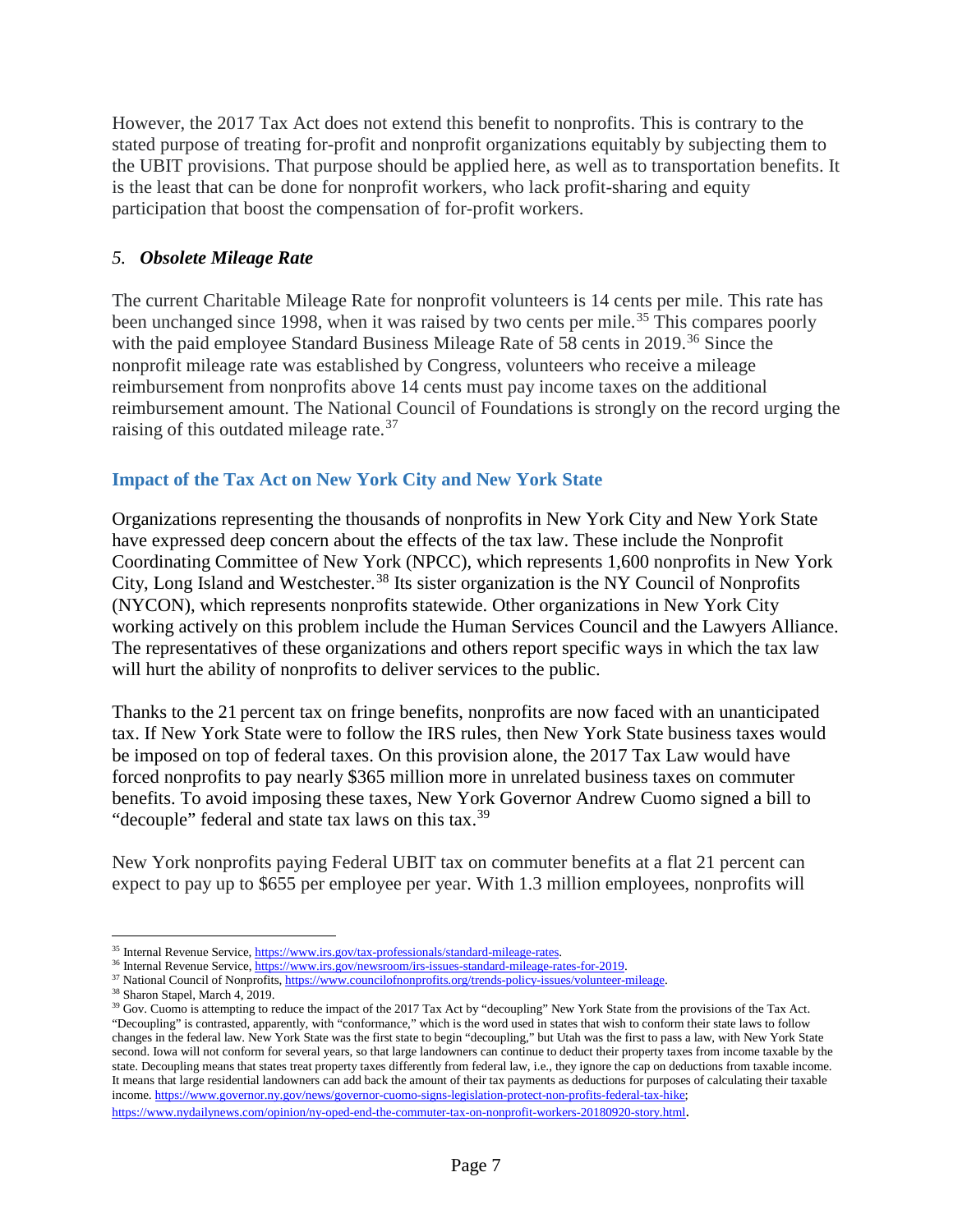However, the 2017 Tax Act does not extend this benefit to nonprofits. This is contrary to the stated purpose of treating for-profit and nonprofit organizations equitably by subjecting them to the UBIT provisions. That purpose should be applied here, as well as to transportation benefits. It is the least that can be done for nonprofit workers, who lack profit-sharing and equity participation that boost the compensation of for-profit workers.

### *5. Obsolete Mileage Rate*

The current Charitable Mileage Rate for nonprofit volunteers is 14 cents per mile. This rate has been unchanged since 1998, when it was raised by two cents per mile.[35] This compares poorly with the paid employee Standard Business Mileage Rate of 58 cents in 2019.[36] Since the nonprofit mileage rate was established by Congress, volunteers who receive a mileage reimbursement from nonprofits above 14 cents must pay income taxes on the additional reimbursement amount. The National Council of Foundations is strongly on the record urging the raising of this outdated mileage rate.[37]

## Impact of the Tax Act on New York City and New York State

Organizations representing the thousands of nonprofits in New York City and New York State have expressed deep concern about the effects of the tax law. These include the Nonprofit Coordinating Committee of New York (NPCC), which represents 1,600 nonprofits in New York City, Long Island and Westchester.[38] Its sister organization is the NY Council of Nonprofits (NYCON), which represents nonprofits statewide. Other organizations in New York City working actively on this problem include the Human Services Council and the Lawyers Alliance. The representatives of these organizations and others report specific ways in which the tax law will hurt the ability of nonprofits to deliver services to the public.

Thanks to the 21 percent tax on fringe benefits, nonprofits are now faced with an unanticipated tax. If New York State were to follow the IRS rules, then New York State business taxes would be imposed on top of federal taxes. On this provision alone, the 2017 Tax Law would have forced nonprofits to pay nearly $365 million more in unrelated business taxes on commuter benefits. To avoid imposing these taxes, New York Governor Andrew Cuomo signed a bill to "decouple" federal and state tax laws on this tax.[39]

New York nonprofits paying Federal UBIT tax on commuter benefits at a flat 21 percent can expect to pay up to $655 per employee per year. With 1.3 million employees, nonprofits will

---

[35] Internal Revenue Service, https://www.irs.gov/tax-professionals/standard-mileage-rates.

[36] Internal Revenue Service, https://www.irs.gov/newsroom/irs-issues-standard-mileage-rates-for-2019.

[37] National Council of Nonprofits, https://www.councilofnonprofits.org/trends-policy-issues/volunteer-mileage.

[38] Sharon Stapel, March 4, 2019.

[39] Gov. Cuomo is attempting to reduce the impact of the 2017 Tax Act by "decoupling" New York State from the provisions of the Tax Act. "Decoupling" is contrasted, apparently, with "conformance," which is the word used in states that wish to conform their state laws to follow changes in the federal law. New York State was the first state to begin "decoupling," but Utah was the first to pass a law, with New York State second. Iowa will not conform for several years, so that large landowners can continue to deduct their property taxes from income taxable by the state. Decoupling means that states treat property taxes differently from federal law, i.e., they ignore the cap on deductions from taxable income. It means that large residential landowners can add back the amount of their tax payments as deductions for purposes of calculating their taxable income. https://www.governor.ny.gov/news/governor-cuomo-signs-legislation-protect-non-profits-federal-tax-hike; https://www.nydailynews.com/opinion/ny-oped-end-the-commuter-tax-on-nonprofit-workers-20180920-story.html.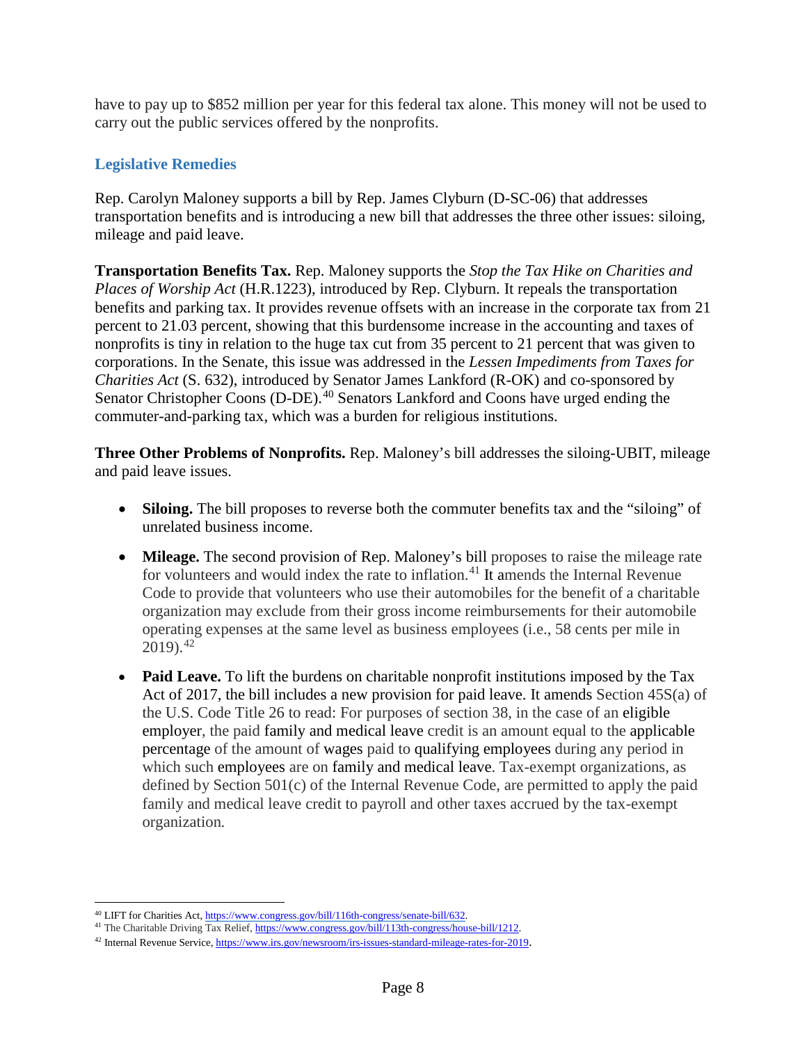have to pay up to $852 million per year for this federal tax alone. This money will not be used to carry out the public services offered by the nonprofits.

### Legislative Remedies

Rep. Carolyn Maloney supports a bill by Rep. James Clyburn (D-SC-06) that addresses transportation benefits and is introducing a new bill that addresses the three other issues: siloing, mileage and paid leave.

**Transportation Benefits Tax.** Rep. Maloney supports the *Stop the Tax Hike on Charities and Places of Worship Act* (H.R.1223), introduced by Rep. Clyburn. It repeals the transportation benefits and parking tax. It provides revenue offsets with an increase in the corporate tax from 21 percent to 21.03 percent, showing that this burdensome increase in the accounting and taxes of nonprofits is tiny in relation to the huge tax cut from 35 percent to 21 percent that was given to corporations. In the Senate, this issue was addressed in the *Lessen Impediments from Taxes for Charities Act* (S. 632), introduced by Senator James Lankford (R-OK) and co-sponsored by Senator Christopher Coons (D-DE).[40] Senators Lankford and Coons have urged ending the commuter-and-parking tax, which was a burden for religious institutions.

**Three Other Problems of Nonprofits.** Rep. Maloney's bill addresses the siloing-UBIT, mileage and paid leave issues.

- **Siloing.** The bill proposes to reverse both the commuter benefits tax and the "siloing" of unrelated business income.
- **Mileage.** The second provision of Rep. Maloney's bill proposes to raise the mileage rate for volunteers and would index the rate to inflation.[41] It amends the Internal Revenue Code to provide that volunteers who use their automobiles for the benefit of a charitable organization may exclude from their gross income reimbursements for their automobile operating expenses at the same level as business employees (i.e., 58 cents per mile in 2019).[42]
- **Paid Leave.** To lift the burdens on charitable nonprofit institutions imposed by the Tax Act of 2017, the bill includes a new provision for paid leave. It amends Section 45S(a) of the U.S. Code Title 26 to read: For purposes of section 38, in the case of an eligible employer, the paid family and medical leave credit is an amount equal to the applicable percentage of the amount of wages paid to qualifying employees during any period in which such employees are on family and medical leave. Tax-exempt organizations, as defined by Section 501(c) of the Internal Revenue Code, are permitted to apply the paid family and medical leave credit to payroll and other taxes accrued by the tax-exempt organization.

---

[40] LIFT for Charities Act, https://www.congress.gov/bill/116th-congress/senate-bill/632.

[41] The Charitable Driving Tax Relief, https://www.congress.gov/bill/113th-congress/house-bill/1212.

[42] Internal Revenue Service, https://www.irs.gov/newsroom/irs-issues-standard-mileage-rates-for-2019.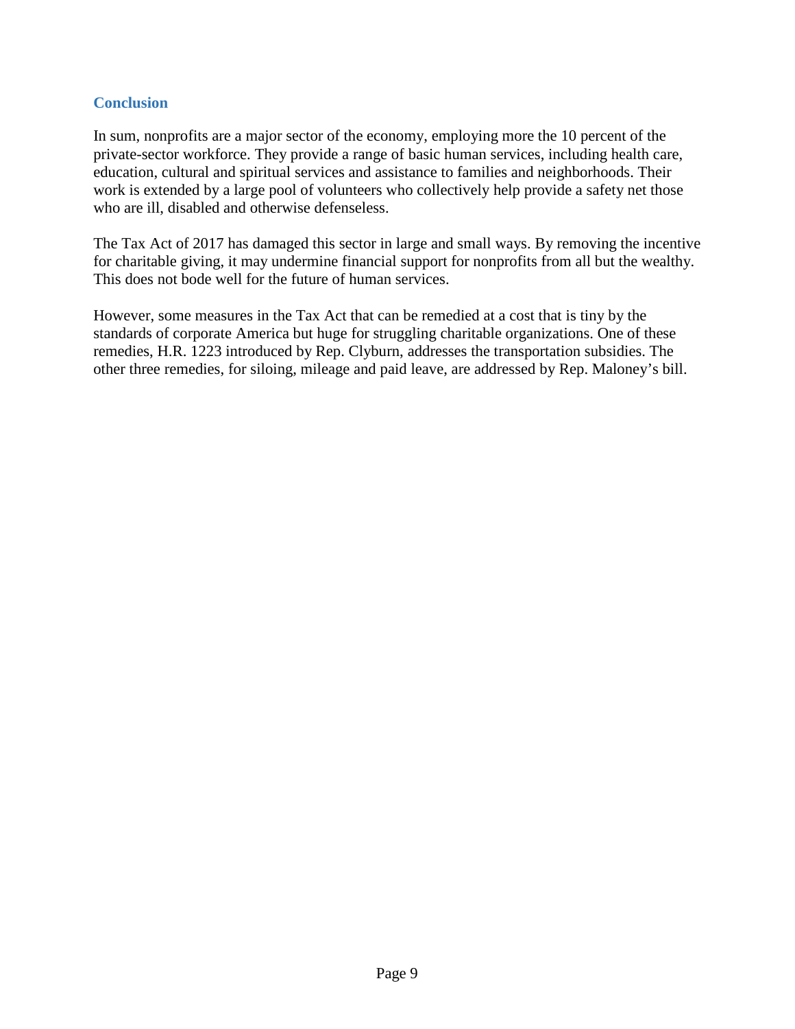## Conclusion

In sum, nonprofits are a major sector of the economy, employing more the 10 percent of the private-sector workforce. They provide a range of basic human services, including health care, education, cultural and spiritual services and assistance to families and neighborhoods. Their work is extended by a large pool of volunteers who collectively help provide a safety net those who are ill, disabled and otherwise defenseless.

The Tax Act of 2017 has damaged this sector in large and small ways. By removing the incentive for charitable giving, it may undermine financial support for nonprofits from all but the wealthy. This does not bode well for the future of human services.

However, some measures in the Tax Act that can be remedied at a cost that is tiny by the standards of corporate America but huge for struggling charitable organizations. One of these remedies, H.R. 1223 introduced by Rep. Clyburn, addresses the transportation subsidies. The other three remedies, for siloing, mileage and paid leave, are addressed by Rep. Maloney's bill.